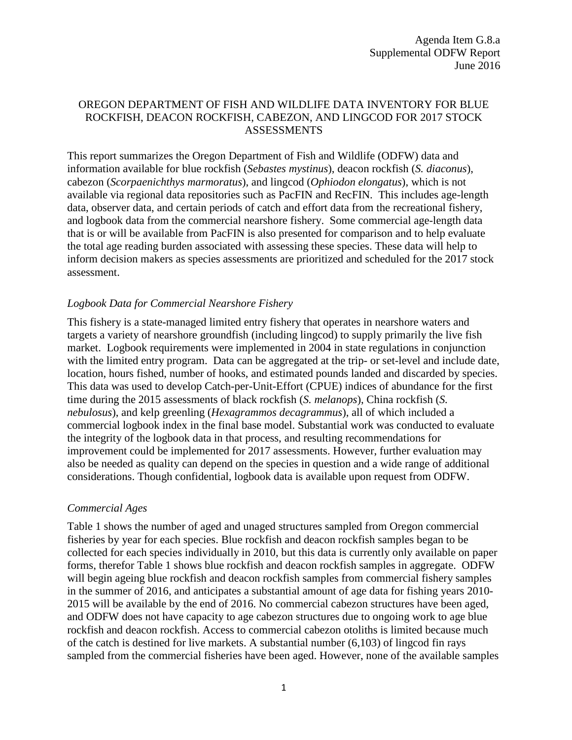Agenda Item G.8.a
Supplemental ODFW Report
June 2016

# OREGON DEPARTMENT OF FISH AND WILDLIFE DATA INVENTORY FOR BLUE ROCKFISH, DEACON ROCKFISH, CABEZON, AND LINGCOD FOR 2017 STOCK ASSESSMENTS

This report summarizes the Oregon Department of Fish and Wildlife (ODFW) data and information available for blue rockfish (*Sebastes mystinus*), deacon rockfish (*S. diaconus*), cabezon (*Scorpaenichthys marmoratus*), and lingcod (*Ophiodon elongatus*), which is not available via regional data repositories such as PacFIN and RecFIN. This includes age-length data, observer data, and certain periods of catch and effort data from the recreational fishery, and logbook data from the commercial nearshore fishery. Some commercial age-length data that is or will be available from PacFIN is also presented for comparison and to help evaluate the total age reading burden associated with assessing these species. These data will help to inform decision makers as species assessments are prioritized and scheduled for the 2017 stock assessment.

## *Logbook Data for Commercial Nearshore Fishery*

This fishery is a state-managed limited entry fishery that operates in nearshore waters and targets a variety of nearshore groundfish (including lingcod) to supply primarily the live fish market. Logbook requirements were implemented in 2004 in state regulations in conjunction with the limited entry program. Data can be aggregated at the trip- or set-level and include date, location, hours fished, number of hooks, and estimated pounds landed and discarded by species. This data was used to develop Catch-per-Unit-Effort (CPUE) indices of abundance for the first time during the 2015 assessments of black rockfish (*S. melanops*), China rockfish (*S. nebulosus*), and kelp greenling (*Hexagrammos decagrammus*), all of which included a commercial logbook index in the final base model. Substantial work was conducted to evaluate the integrity of the logbook data in that process, and resulting recommendations for improvement could be implemented for 2017 assessments. However, further evaluation may also be needed as quality can depend on the species in question and a wide range of additional considerations. Though confidential, logbook data is available upon request from ODFW.

## *Commercial Ages*

Table 1 shows the number of aged and unaged structures sampled from Oregon commercial fisheries by year for each species. Blue rockfish and deacon rockfish samples began to be collected for each species individually in 2010, but this data is currently only available on paper forms, therefor Table 1 shows blue rockfish and deacon rockfish samples in aggregate. ODFW will begin ageing blue rockfish and deacon rockfish samples from commercial fishery samples in the summer of 2016, and anticipates a substantial amount of age data for fishing years 2010-2015 will be available by the end of 2016. No commercial cabezon structures have been aged, and ODFW does not have capacity to age cabezon structures due to ongoing work to age blue rockfish and deacon rockfish. Access to commercial cabezon otoliths is limited because much of the catch is destined for live markets. A substantial number (6,103) of lingcod fin rays sampled from the commercial fisheries have been aged. However, none of the available samples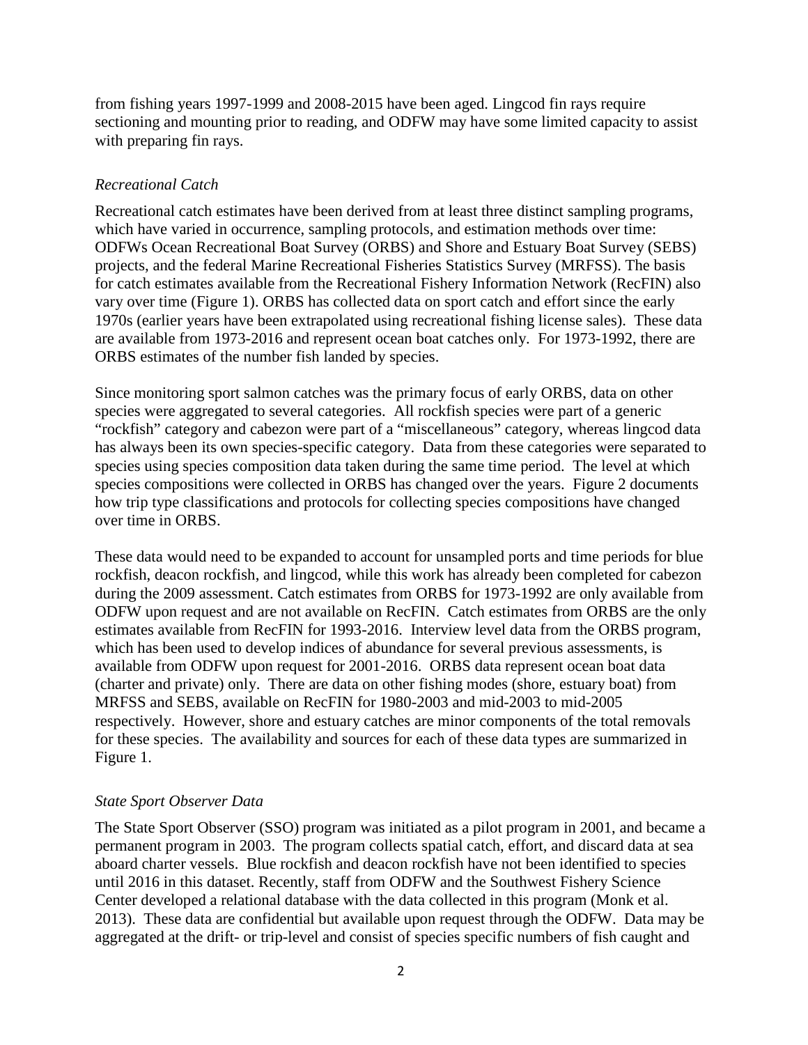from fishing years 1997-1999 and 2008-2015 have been aged. Lingcod fin rays require sectioning and mounting prior to reading, and ODFW may have some limited capacity to assist with preparing fin rays.

*Recreational Catch*

Recreational catch estimates have been derived from at least three distinct sampling programs, which have varied in occurrence, sampling protocols, and estimation methods over time: ODFWs Ocean Recreational Boat Survey (ORBS) and Shore and Estuary Boat Survey (SEBS) projects, and the federal Marine Recreational Fisheries Statistics Survey (MRFSS). The basis for catch estimates available from the Recreational Fishery Information Network (RecFIN) also vary over time (Figure 1). ORBS has collected data on sport catch and effort since the early 1970s (earlier years have been extrapolated using recreational fishing license sales). These data are available from 1973-2016 and represent ocean boat catches only. For 1973-1992, there are ORBS estimates of the number fish landed by species.

Since monitoring sport salmon catches was the primary focus of early ORBS, data on other species were aggregated to several categories. All rockfish species were part of a generic "rockfish" category and cabezon were part of a "miscellaneous" category, whereas lingcod data has always been its own species-specific category. Data from these categories were separated to species using species composition data taken during the same time period. The level at which species compositions were collected in ORBS has changed over the years. Figure 2 documents how trip type classifications and protocols for collecting species compositions have changed over time in ORBS.

These data would need to be expanded to account for unsampled ports and time periods for blue rockfish, deacon rockfish, and lingcod, while this work has already been completed for cabezon during the 2009 assessment. Catch estimates from ORBS for 1973-1992 are only available from ODFW upon request and are not available on RecFIN. Catch estimates from ORBS are the only estimates available from RecFIN for 1993-2016. Interview level data from the ORBS program, which has been used to develop indices of abundance for several previous assessments, is available from ODFW upon request for 2001-2016. ORBS data represent ocean boat data (charter and private) only. There are data on other fishing modes (shore, estuary boat) from MRFSS and SEBS, available on RecFIN for 1980-2003 and mid-2003 to mid-2005 respectively. However, shore and estuary catches are minor components of the total removals for these species. The availability and sources for each of these data types are summarized in Figure 1.

*State Sport Observer Data*

The State Sport Observer (SSO) program was initiated as a pilot program in 2001, and became a permanent program in 2003. The program collects spatial catch, effort, and discard data at sea aboard charter vessels. Blue rockfish and deacon rockfish have not been identified to species until 2016 in this dataset. Recently, staff from ODFW and the Southwest Fishery Science Center developed a relational database with the data collected in this program (Monk et al. 2013). These data are confidential but available upon request through the ODFW. Data may be aggregated at the drift- or trip-level and consist of species specific numbers of fish caught and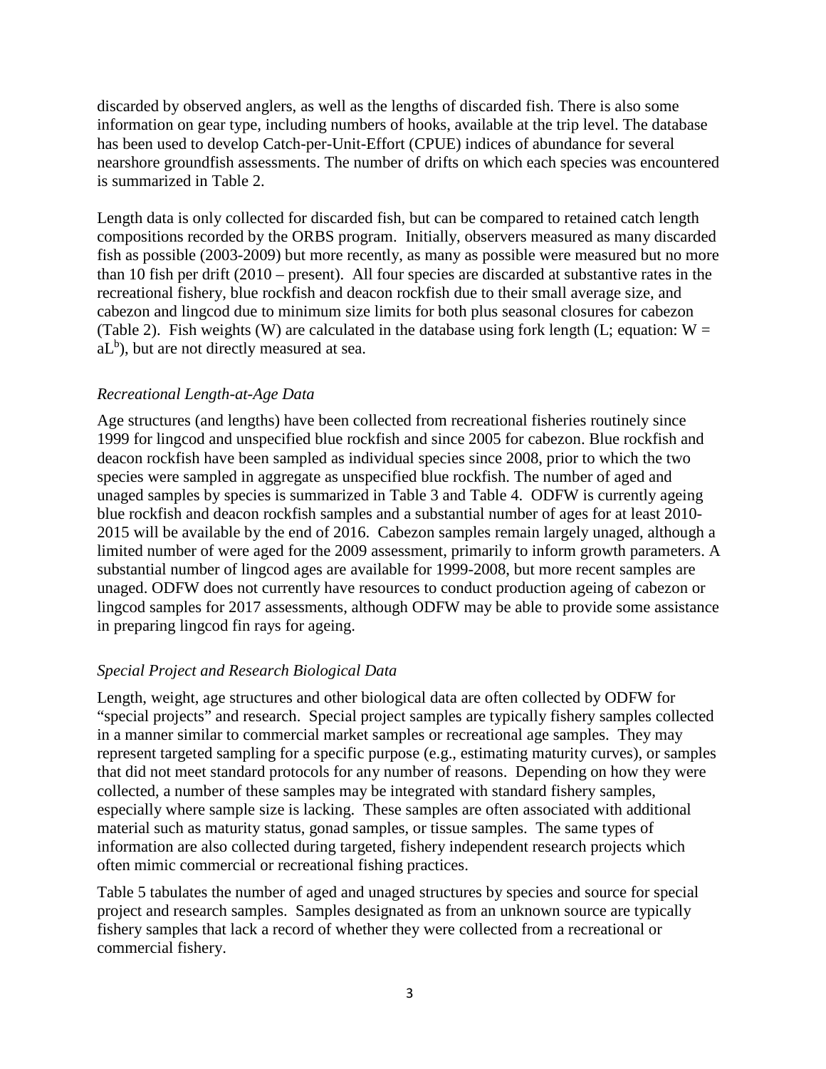discarded by observed anglers, as well as the lengths of discarded fish. There is also some information on gear type, including numbers of hooks, available at the trip level. The database has been used to develop Catch-per-Unit-Effort (CPUE) indices of abundance for several nearshore groundfish assessments. The number of drifts on which each species was encountered is summarized in Table 2.

Length data is only collected for discarded fish, but can be compared to retained catch length compositions recorded by the ORBS program. Initially, observers measured as many discarded fish as possible (2003-2009) but more recently, as many as possible were measured but no more than 10 fish per drift (2010 – present). All four species are discarded at substantive rates in the recreational fishery, blue rockfish and deacon rockfish due to their small average size, and cabezon and lingcod due to minimum size limits for both plus seasonal closures for cabezon (Table 2). Fish weights (W) are calculated in the database using fork length (L; equation: $W = aL^b$), but are not directly measured at sea.

### *Recreational Length-at-Age Data*

Age structures (and lengths) have been collected from recreational fisheries routinely since 1999 for lingcod and unspecified blue rockfish and since 2005 for cabezon. Blue rockfish and deacon rockfish have been sampled as individual species since 2008, prior to which the two species were sampled in aggregate as unspecified blue rockfish. The number of aged and unaged samples by species is summarized in Table 3 and Table 4. ODFW is currently ageing blue rockfish and deacon rockfish samples and a substantial number of ages for at least 2010-2015 will be available by the end of 2016. Cabezon samples remain largely unaged, although a limited number of were aged for the 2009 assessment, primarily to inform growth parameters. A substantial number of lingcod ages are available for 1999-2008, but more recent samples are unaged. ODFW does not currently have resources to conduct production ageing of cabezon or lingcod samples for 2017 assessments, although ODFW may be able to provide some assistance in preparing lingcod fin rays for ageing.

### *Special Project and Research Biological Data*

Length, weight, age structures and other biological data are often collected by ODFW for "special projects" and research. Special project samples are typically fishery samples collected in a manner similar to commercial market samples or recreational age samples. They may represent targeted sampling for a specific purpose (e.g., estimating maturity curves), or samples that did not meet standard protocols for any number of reasons. Depending on how they were collected, a number of these samples may be integrated with standard fishery samples, especially where sample size is lacking. These samples are often associated with additional material such as maturity status, gonad samples, or tissue samples. The same types of information are also collected during targeted, fishery independent research projects which often mimic commercial or recreational fishing practices.

Table 5 tabulates the number of aged and unaged structures by species and source for special project and research samples. Samples designated as from an unknown source are typically fishery samples that lack a record of whether they were collected from a recreational or commercial fishery.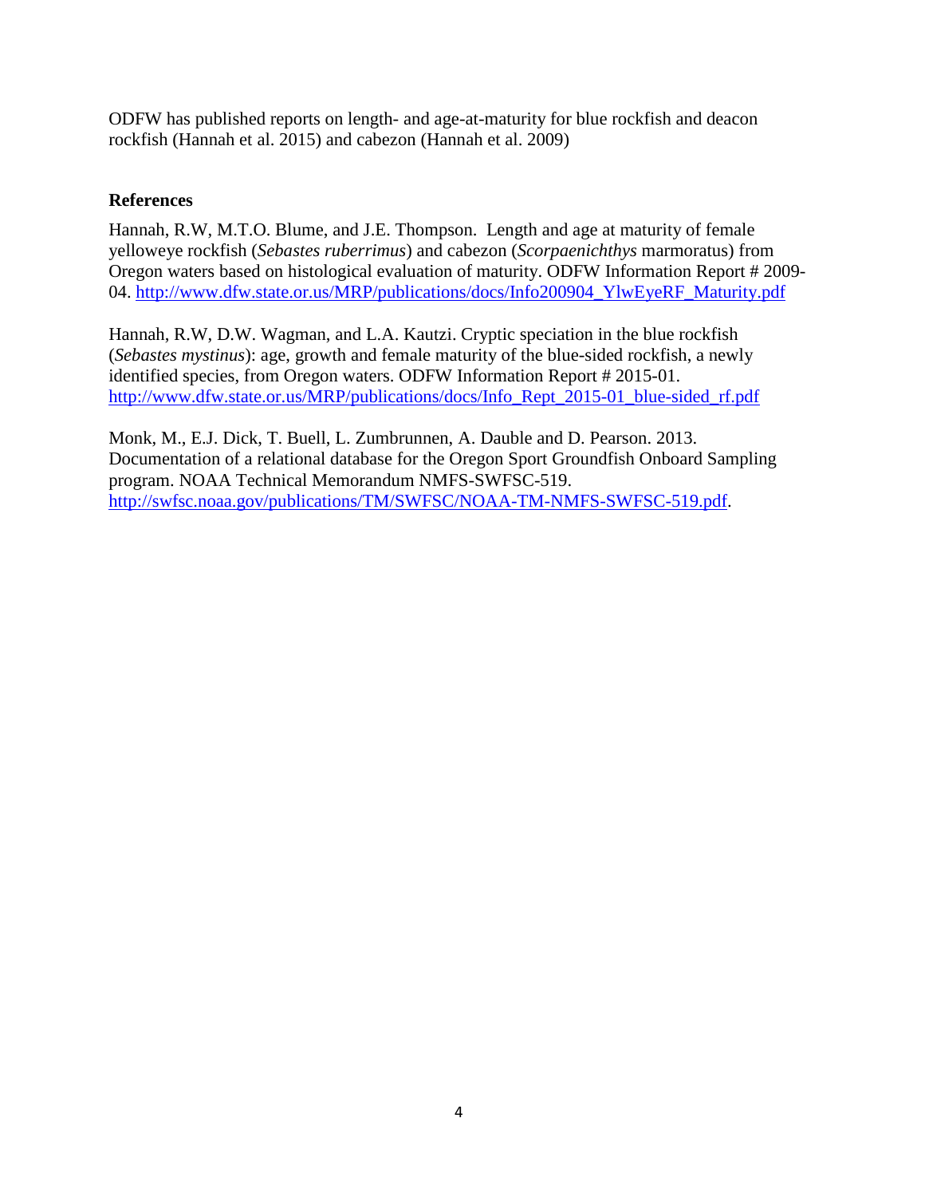ODFW has published reports on length- and age-at-maturity for blue rockfish and deacon rockfish (Hannah et al. 2015) and cabezon (Hannah et al. 2009)

**References**

Hannah, R.W, M.T.O. Blume, and J.E. Thompson. Length and age at maturity of female yelloweye rockfish (*Sebastes ruberrimus*) and cabezon (*Scorpaenichthys* marmoratus) from Oregon waters based on histological evaluation of maturity. ODFW Information Report # 2009-04. http://www.dfw.state.or.us/MRP/publications/docs/Info200904_YlwEyeRF_Maturity.pdf

Hannah, R.W, D.W. Wagman, and L.A. Kautzi. Cryptic speciation in the blue rockfish (*Sebastes mystinus*): age, growth and female maturity of the blue-sided rockfish, a newly identified species, from Oregon waters. ODFW Information Report # 2015-01. http://www.dfw.state.or.us/MRP/publications/docs/Info_Rept_2015-01_blue-sided_rf.pdf

Monk, M., E.J. Dick, T. Buell, L. Zumbrunnen, A. Dauble and D. Pearson. 2013. Documentation of a relational database for the Oregon Sport Groundfish Onboard Sampling program. NOAA Technical Memorandum NMFS-SWFSC-519. http://swfsc.noaa.gov/publications/TM/SWFSC/NOAA-TM-NMFS-SWFSC-519.pdf.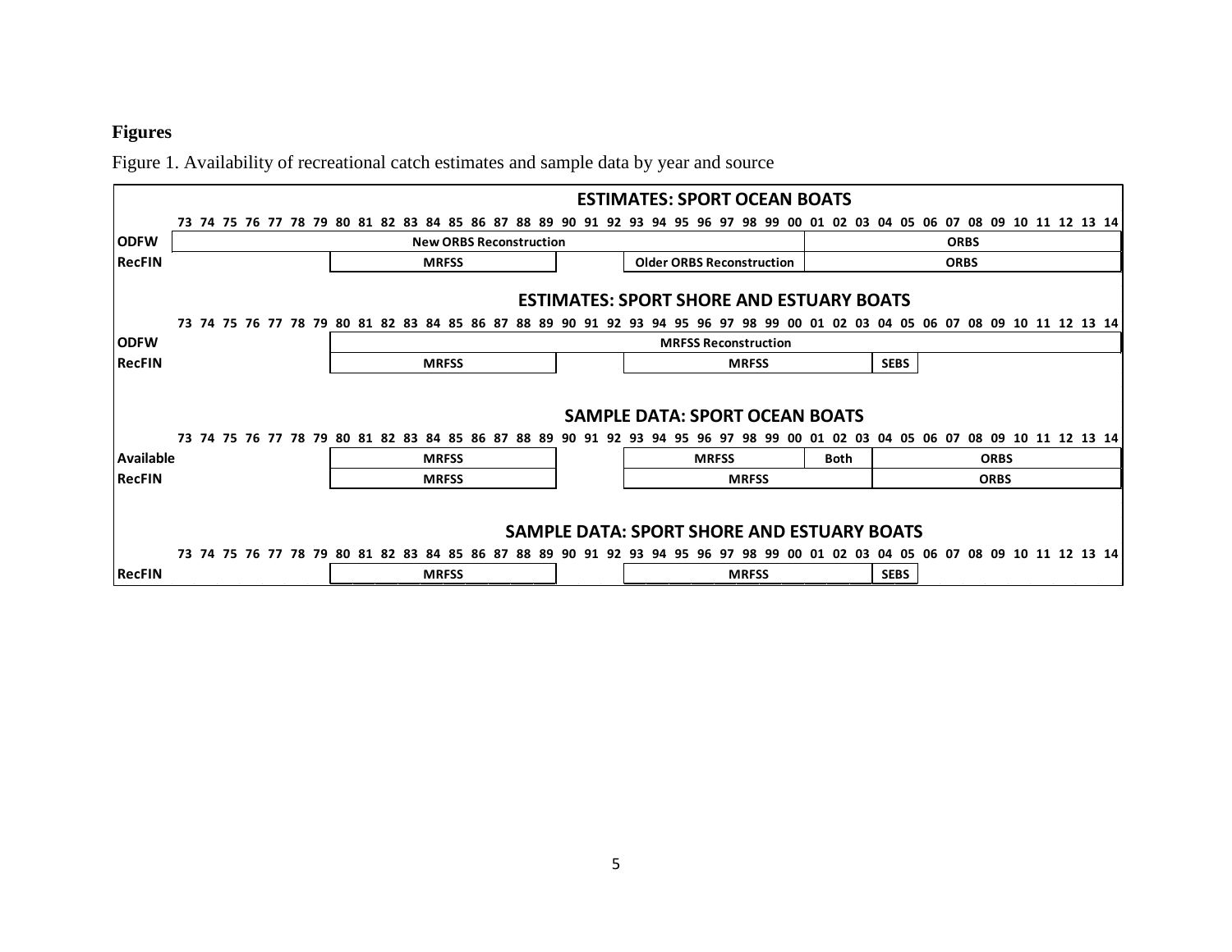## Figures

Figure 1. Availability of recreational catch estimates and sample data by year and source

**ESTIMATES: SPORT OCEAN BOATS**

| | 73–79 | 80–89 | 90–92 | 93–00 | 01–03 | 04–14 |
|---|---|---|---|---|---|---|
| ODFW | New ORBS Reconstruction | New ORBS Reconstruction | New ORBS Reconstruction | New ORBS Reconstruction | ORBS | ORBS |
| RecFIN | | MRFSS | | Older ORBS Reconstruction | ORBS | ORBS |

**ESTIMATES: SPORT SHORE AND ESTUARY BOATS**

| | 73–79 | 80–89 | 90–92 | 93–03 | 04–05 | 06–14 |
|---|---|---|---|---|---|---|
| ODFW | | MRFSS Reconstruction | MRFSS Reconstruction | MRFSS Reconstruction | MRFSS Reconstruction | MRFSS Reconstruction |
| RecFIN | | MRFSS | | MRFSS | SEBS | |

**SAMPLE DATA: SPORT OCEAN BOATS**

| | 73–79 | 80–89 | 90–92 | 93–00 | 01–03 | 04–14 |
|---|---|---|---|---|---|---|
| Available | | MRFSS | | MRFSS | Both | ORBS |
| RecFIN | | MRFSS | | MRFSS | MRFSS | ORBS |

**SAMPLE DATA: SPORT SHORE AND ESTUARY BOATS**

| | 73–79 | 80–89 | 90–92 | 93–03 | 04–05 | 06–14 |
|---|---|---|---|---|---|---|
| RecFIN | | MRFSS | | MRFSS | SEBS | |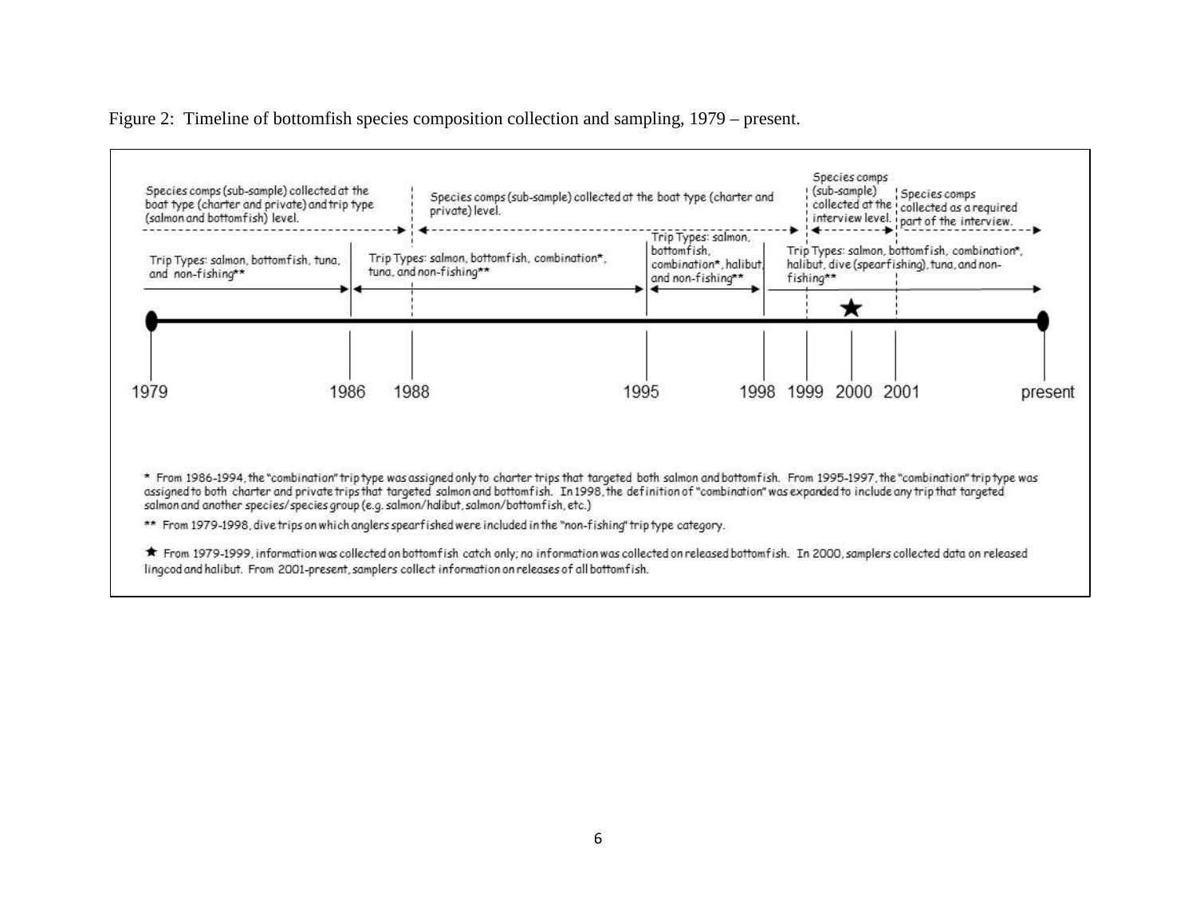Figure 2: Timeline of bottomfish species composition collection and sampling, 1979 – present.

Species comps (sub-sample) collected at the boat type (charter and private) and trip type (salmon and bottomfish) level.

Species comps (sub-sample) collected at the boat type (charter and private) level.

Species comps (sub-sample) collected at the interview level.

Species comps collected as a required part of the interview.

Trip Types: salmon, bottomfish, tuna, and non-fishing**

Trip Types: salmon, bottomfish, combination*, tuna, and non-fishing**

Trip Types: salmon, bottomfish, combination*, halibut, and non-fishing**

Trip Types: salmon, bottomfish, combination*, halibut, dive (spearfishing), tuna, and non-fishing**

1979 1986 1988 1995 1998 1999 2000 2001 present

\* From 1986-1994, the "combination" trip type was assigned only to charter trips that targeted both salmon and bottomfish. From 1995-1997, the "combination" trip type was assigned to both charter and private trips that targeted salmon and bottomfish. In 1998, the definition of "combination" was expanded to include any trip that targeted salmon and another species/species group (e.g. salmon/halibut, salmon/bottomfish, etc.)

** From 1979-1998, dive trips on which anglers spearfished were included in the "non-fishing" trip type category.

★ From 1979-1999, information was collected on bottomfish catch only; no information was collected on released bottomfish. In 2000, samplers collected data on released lingcod and halibut. From 2001-present, samplers collect information on releases of all bottomfish.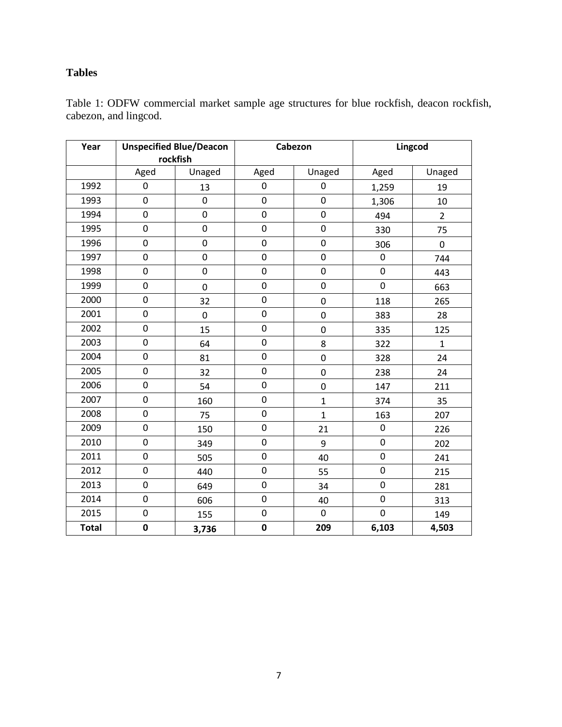# Tables

Table 1: ODFW commercial market sample age structures for blue rockfish, deacon rockfish, cabezon, and lingcod.

| **Year** | **Unspecified Blue/Deacon rockfish** | | **Cabezon** | | **Lingcod** | |
|---|---|---|---|---|---|---|
| | Aged | Unaged | Aged | Unaged | Aged | Unaged |
| 1992 | 0 | 13 | 0 | 0 | 1,259 | 19 |
| 1993 | 0 | 0 | 0 | 0 | 1,306 | 10 |
| 1994 | 0 | 0 | 0 | 0 | 494 | 2 |
| 1995 | 0 | 0 | 0 | 0 | 330 | 75 |
| 1996 | 0 | 0 | 0 | 0 | 306 | 0 |
| 1997 | 0 | 0 | 0 | 0 | 0 | 744 |
| 1998 | 0 | 0 | 0 | 0 | 0 | 443 |
| 1999 | 0 | 0 | 0 | 0 | 0 | 663 |
| 2000 | 0 | 32 | 0 | 0 | 118 | 265 |
| 2001 | 0 | 0 | 0 | 0 | 383 | 28 |
| 2002 | 0 | 15 | 0 | 0 | 335 | 125 |
| 2003 | 0 | 64 | 0 | 8 | 322 | 1 |
| 2004 | 0 | 81 | 0 | 0 | 328 | 24 |
| 2005 | 0 | 32 | 0 | 0 | 238 | 24 |
| 2006 | 0 | 54 | 0 | 0 | 147 | 211 |
| 2007 | 0 | 160 | 0 | 1 | 374 | 35 |
| 2008 | 0 | 75 | 0 | 1 | 163 | 207 |
| 2009 | 0 | 150 | 0 | 21 | 0 | 226 |
| 2010 | 0 | 349 | 0 | 9 | 0 | 202 |
| 2011 | 0 | 505 | 0 | 40 | 0 | 241 |
| 2012 | 0 | 440 | 0 | 55 | 0 | 215 |
| 2013 | 0 | 649 | 0 | 34 | 0 | 281 |
| 2014 | 0 | 606 | 0 | 40 | 0 | 313 |
| 2015 | 0 | 155 | 0 | 0 | 0 | 149 |
| **Total** | **0** | **3,736** | **0** | **209** | **6,103** | **4,503** |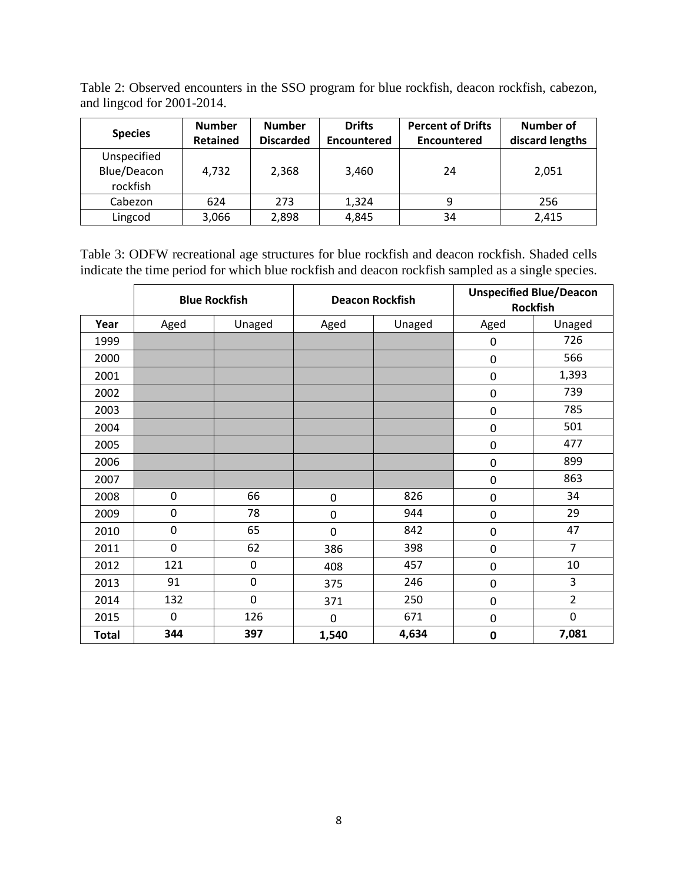Table 2: Observed encounters in the SSO program for blue rockfish, deacon rockfish, cabezon, and lingcod for 2001-2014.

| Species | Number Retained | Number Discarded | Drifts Encountered | Percent of Drifts Encountered | Number of discard lengths |
|---|---|---|---|---|---|
| Unspecified Blue/Deacon rockfish | 4,732 | 2,368 | 3,460 | 24 | 2,051 |
| Cabezon | 624 | 273 | 1,324 | 9 | 256 |
| Lingcod | 3,066 | 2,898 | 4,845 | 34 | 2,415 |

Table 3: ODFW recreational age structures for blue rockfish and deacon rockfish. Shaded cells indicate the time period for which blue rockfish and deacon rockfish sampled as a single species.

| | Blue Rockfish | | Deacon Rockfish | | Unspecified Blue/Deacon Rockfish | |
|---|---|---|---|---|---|---|
| **Year** | Aged | Unaged | Aged | Unaged | Aged | Unaged |
| 1999 | | | | | 0 | 726 |
| 2000 | | | | | 0 | 566 |
| 2001 | | | | | 0 | 1,393 |
| 2002 | | | | | 0 | 739 |
| 2003 | | | | | 0 | 785 |
| 2004 | | | | | 0 | 501 |
| 2005 | | | | | 0 | 477 |
| 2006 | | | | | 0 | 899 |
| 2007 | | | | | 0 | 863 |
| 2008 | 0 | 66 | 0 | 826 | 0 | 34 |
| 2009 | 0 | 78 | 0 | 944 | 0 | 29 |
| 2010 | 0 | 65 | 0 | 842 | 0 | 47 |
| 2011 | 0 | 62 | 386 | 398 | 0 | 7 |
| 2012 | 121 | 0 | 408 | 457 | 0 | 10 |
| 2013 | 91 | 0 | 375 | 246 | 0 | 3 |
| 2014 | 132 | 0 | 371 | 250 | 0 | 2 |
| 2015 | 0 | 126 | 0 | 671 | 0 | 0 |
| **Total** | **344** | **397** | **1,540** | **4,634** | **0** | **7,081** |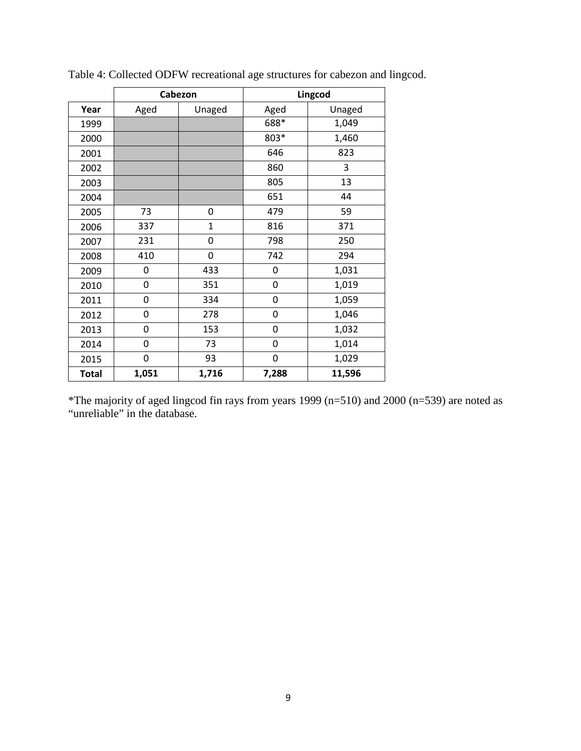Table 4: Collected ODFW recreational age structures for cabezon and lingcod.

| | Cabezon | | Lingcod | |
|---|---|---|---|---|
| **Year** | Aged | Unaged | Aged | Unaged |
| 1999 | | | 688* | 1,049 |
| 2000 | | | 803* | 1,460 |
| 2001 | | | 646 | 823 |
| 2002 | | | 860 | 3 |
| 2003 | | | 805 | 13 |
| 2004 | | | 651 | 44 |
| 2005 | 73 | 0 | 479 | 59 |
| 2006 | 337 | 1 | 816 | 371 |
| 2007 | 231 | 0 | 798 | 250 |
| 2008 | 410 | 0 | 742 | 294 |
| 2009 | 0 | 433 | 0 | 1,031 |
| 2010 | 0 | 351 | 0 | 1,019 |
| 2011 | 0 | 334 | 0 | 1,059 |
| 2012 | 0 | 278 | 0 | 1,046 |
| 2013 | 0 | 153 | 0 | 1,032 |
| 2014 | 0 | 73 | 0 | 1,014 |
| 2015 | 0 | 93 | 0 | 1,029 |
| **Total** | **1,051** | **1,716** | **7,288** | **11,596** |

*The majority of aged lingcod fin rays from years 1999 (n=510) and 2000 (n=539) are noted as "unreliable" in the database.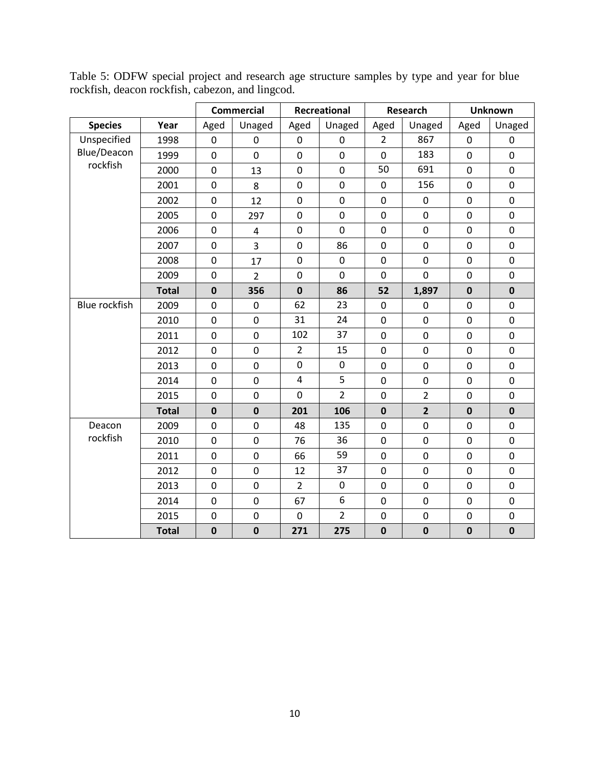Table 5: ODFW special project and research age structure samples by type and year for blue rockfish, deacon rockfish, cabezon, and lingcod.

| | | Commercial | | Recreational | | Research | | Unknown | |
|---|---|---|---|---|---|---|---|---|---|
| **Species** | **Year** | Aged | Unaged | Aged | Unaged | Aged | Unaged | Aged | Unaged |
| Unspecified Blue/Deacon rockfish | 1998 | 0 | 0 | 0 | 0 | 2 | 867 | 0 | 0 |
| | 1999 | 0 | 0 | 0 | 0 | 0 | 183 | 0 | 0 |
| | 2000 | 0 | 13 | 0 | 0 | 50 | 691 | 0 | 0 |
| | 2001 | 0 | 8 | 0 | 0 | 0 | 156 | 0 | 0 |
| | 2002 | 0 | 12 | 0 | 0 | 0 | 0 | 0 | 0 |
| | 2005 | 0 | 297 | 0 | 0 | 0 | 0 | 0 | 0 |
| | 2006 | 0 | 4 | 0 | 0 | 0 | 0 | 0 | 0 |
| | 2007 | 0 | 3 | 0 | 86 | 0 | 0 | 0 | 0 |
| | 2008 | 0 | 17 | 0 | 0 | 0 | 0 | 0 | 0 |
| | 2009 | 0 | 2 | 0 | 0 | 0 | 0 | 0 | 0 |
| | **Total** | **0** | **356** | **0** | **86** | **52** | **1,897** | **0** | **0** |
| Blue rockfish | 2009 | 0 | 0 | 62 | 23 | 0 | 0 | 0 | 0 |
| | 2010 | 0 | 0 | 31 | 24 | 0 | 0 | 0 | 0 |
| | 2011 | 0 | 0 | 102 | 37 | 0 | 0 | 0 | 0 |
| | 2012 | 0 | 0 | 2 | 15 | 0 | 0 | 0 | 0 |
| | 2013 | 0 | 0 | 0 | 0 | 0 | 0 | 0 | 0 |
| | 2014 | 0 | 0 | 4 | 5 | 0 | 0 | 0 | 0 |
| | 2015 | 0 | 0 | 0 | 2 | 0 | 2 | 0 | 0 |
| | **Total** | **0** | **0** | **201** | **106** | **0** | **2** | **0** | **0** |
| Deacon rockfish | 2009 | 0 | 0 | 48 | 135 | 0 | 0 | 0 | 0 |
| | 2010 | 0 | 0 | 76 | 36 | 0 | 0 | 0 | 0 |
| | 2011 | 0 | 0 | 66 | 59 | 0 | 0 | 0 | 0 |
| | 2012 | 0 | 0 | 12 | 37 | 0 | 0 | 0 | 0 |
| | 2013 | 0 | 0 | 2 | 0 | 0 | 0 | 0 | 0 |
| | 2014 | 0 | 0 | 67 | 6 | 0 | 0 | 0 | 0 |
| | 2015 | 0 | 0 | 0 | 2 | 0 | 0 | 0 | 0 |
| | **Total** | **0** | **0** | **271** | **275** | **0** | **0** | **0** | **0** |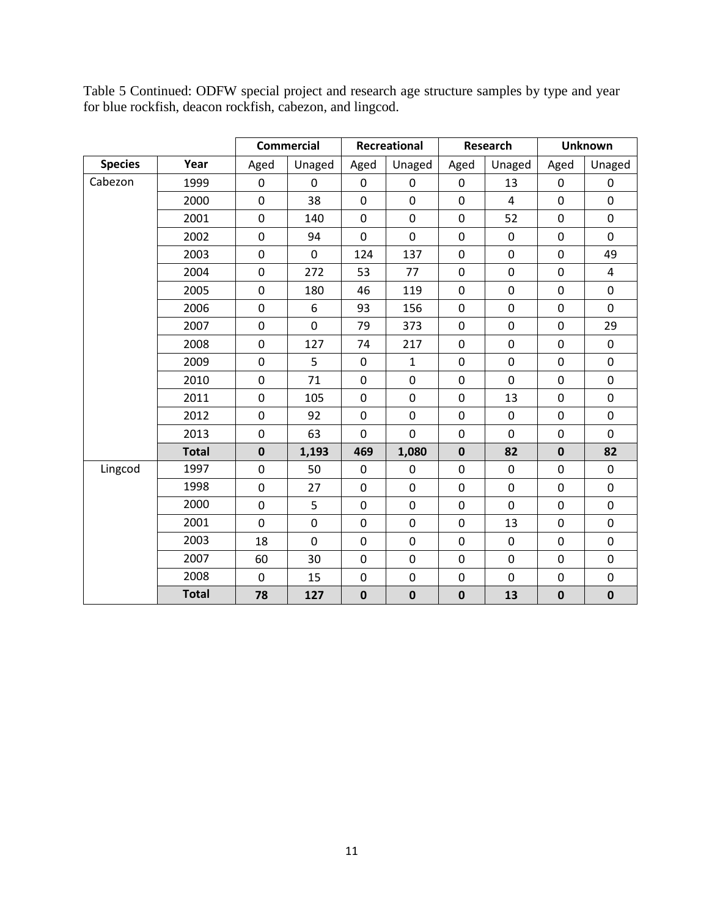Table 5 Continued: ODFW special project and research age structure samples by type and year for blue rockfish, deacon rockfish, cabezon, and lingcod.

| | | Commercial | | Recreational | | Research | | Unknown | |
|---|---|---|---|---|---|---|---|---|---|
| **Species** | **Year** | Aged | Unaged | Aged | Unaged | Aged | Unaged | Aged | Unaged |
| Cabezon | 1999 | 0 | 0 | 0 | 0 | 0 | 13 | 0 | 0 |
| | 2000 | 0 | 38 | 0 | 0 | 0 | 4 | 0 | 0 |
| | 2001 | 0 | 140 | 0 | 0 | 0 | 52 | 0 | 0 |
| | 2002 | 0 | 94 | 0 | 0 | 0 | 0 | 0 | 0 |
| | 2003 | 0 | 0 | 124 | 137 | 0 | 0 | 0 | 49 |
| | 2004 | 0 | 272 | 53 | 77 | 0 | 0 | 0 | 4 |
| | 2005 | 0 | 180 | 46 | 119 | 0 | 0 | 0 | 0 |
| | 2006 | 0 | 6 | 93 | 156 | 0 | 0 | 0 | 0 |
| | 2007 | 0 | 0 | 79 | 373 | 0 | 0 | 0 | 29 |
| | 2008 | 0 | 127 | 74 | 217 | 0 | 0 | 0 | 0 |
| | 2009 | 0 | 5 | 0 | 1 | 0 | 0 | 0 | 0 |
| | 2010 | 0 | 71 | 0 | 0 | 0 | 0 | 0 | 0 |
| | 2011 | 0 | 105 | 0 | 0 | 0 | 13 | 0 | 0 |
| | 2012 | 0 | 92 | 0 | 0 | 0 | 0 | 0 | 0 |
| | 2013 | 0 | 63 | 0 | 0 | 0 | 0 | 0 | 0 |
| | **Total** | **0** | **1,193** | **469** | **1,080** | **0** | **82** | **0** | **82** |
| Lingcod | 1997 | 0 | 50 | 0 | 0 | 0 | 0 | 0 | 0 |
| | 1998 | 0 | 27 | 0 | 0 | 0 | 0 | 0 | 0 |
| | 2000 | 0 | 5 | 0 | 0 | 0 | 0 | 0 | 0 |
| | 2001 | 0 | 0 | 0 | 0 | 0 | 13 | 0 | 0 |
| | 2003 | 18 | 0 | 0 | 0 | 0 | 0 | 0 | 0 |
| | 2007 | 60 | 30 | 0 | 0 | 0 | 0 | 0 | 0 |
| | 2008 | 0 | 15 | 0 | 0 | 0 | 0 | 0 | 0 |
| | **Total** | **78** | **127** | **0** | **0** | **0** | **13** | **0** | **0** |